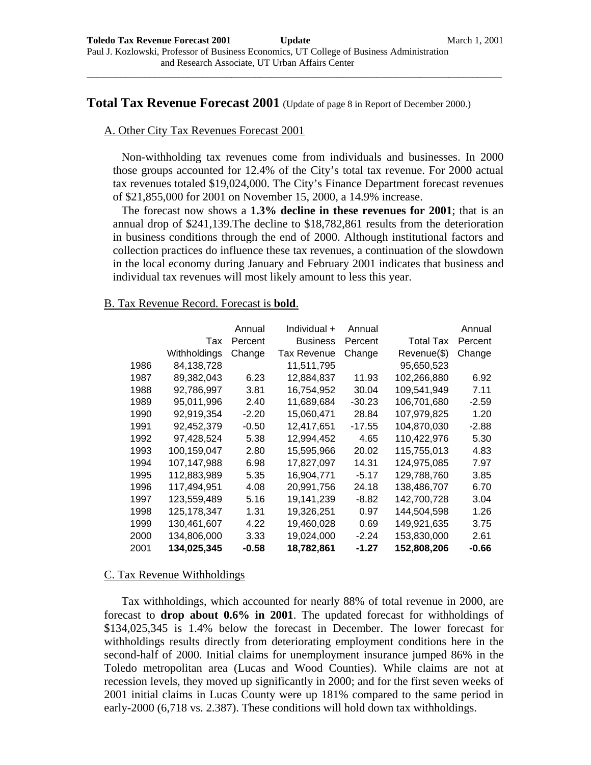**Toledo Tax Revenue Forecast 2001** **Update** March 1, 2001

Paul J. Kozlowski, Professor of Business Economics, UT College of Business Administration and Research Associate, UT Urban Affairs Center

---

# Total Tax Revenue Forecast 2001 (Update of page 8 in Report of December 2000.)

## A. Other City Tax Revenues Forecast 2001

Non-withholding tax revenues come from individuals and businesses. In 2000 those groups accounted for 12.4% of the City's total tax revenue. For 2000 actual tax revenues totaled $19,024,000. The City's Finance Department forecast revenues of $21,855,000 for 2001 on November 15, 2000, a 14.9% increase.

The forecast now shows a **1.3% decline in these revenues for 2001**; that is an annual drop of $241,139.The decline to $18,782,861 results from the deterioration in business conditions through the end of 2000. Although institutional factors and collection practices do influence these tax revenues, a continuation of the slowdown in the local economy during January and February 2001 indicates that business and individual tax revenues will most likely amount to less this year.

## B. Tax Revenue Record. Forecast is **bold**.

| | Tax Withholdings | Annual Percent Change | Individual + Business Tax Revenue | Annual Percent Change | Total Tax Revenue($) | Annual Percent Change |
|---|---|---|---|---|---|---|
| 1986 | 84,138,728 | | 11,511,795 | | 95,650,523 | |
| 1987 | 89,382,043 | 6.23 | 12,884,837 | 11.93 | 102,266,880 | 6.92 |
| 1988 | 92,786,997 | 3.81 | 16,754,952 | 30.04 | 109,541,949 | 7.11 |
| 1989 | 95,011,996 | 2.40 | 11,689,684 | -30.23 | 106,701,680 | -2.59 |
| 1990 | 92,919,354 | -2.20 | 15,060,471 | 28.84 | 107,979,825 | 1.20 |
| 1991 | 92,452,379 | -0.50 | 12,417,651 | -17.55 | 104,870,030 | -2.88 |
| 1992 | 97,428,524 | 5.38 | 12,994,452 | 4.65 | 110,422,976 | 5.30 |
| 1993 | 100,159,047 | 2.80 | 15,595,966 | 20.02 | 115,755,013 | 4.83 |
| 1994 | 107,147,988 | 6.98 | 17,827,097 | 14.31 | 124,975,085 | 7.97 |
| 1995 | 112,883,989 | 5.35 | 16,904,771 | -5.17 | 129,788,760 | 3.85 |
| 1996 | 117,494,951 | 4.08 | 20,991,756 | 24.18 | 138,486,707 | 6.70 |
| 1997 | 123,559,489 | 5.16 | 19,141,239 | -8.82 | 142,700,728 | 3.04 |
| 1998 | 125,178,347 | 1.31 | 19,326,251 | 0.97 | 144,504,598 | 1.26 |
| 1999 | 130,461,607 | 4.22 | 19,460,028 | 0.69 | 149,921,635 | 3.75 |
| 2000 | 134,806,000 | 3.33 | 19,024,000 | -2.24 | 153,830,000 | 2.61 |
| 2001 | **134,025,345** | **-0.58** | **18,782,861** | **-1.27** | **152,808,206** | **-0.66** |

## C. Tax Revenue Withholdings

Tax withholdings, which accounted for nearly 88% of total revenue in 2000, are forecast to **drop about 0.6% in 2001**. The updated forecast for withholdings of $134,025,345 is 1.4% below the forecast in December. The lower forecast for withholdings results directly from deteriorating employment conditions here in the second-half of 2000. Initial claims for unemployment insurance jumped 86% in the Toledo metropolitan area (Lucas and Wood Counties). While claims are not at recession levels, they moved up significantly in 2000; and for the first seven weeks of 2001 initial claims in Lucas County were up 181% compared to the same period in early-2000 (6,718 vs. 2.387). These conditions will hold down tax withholdings.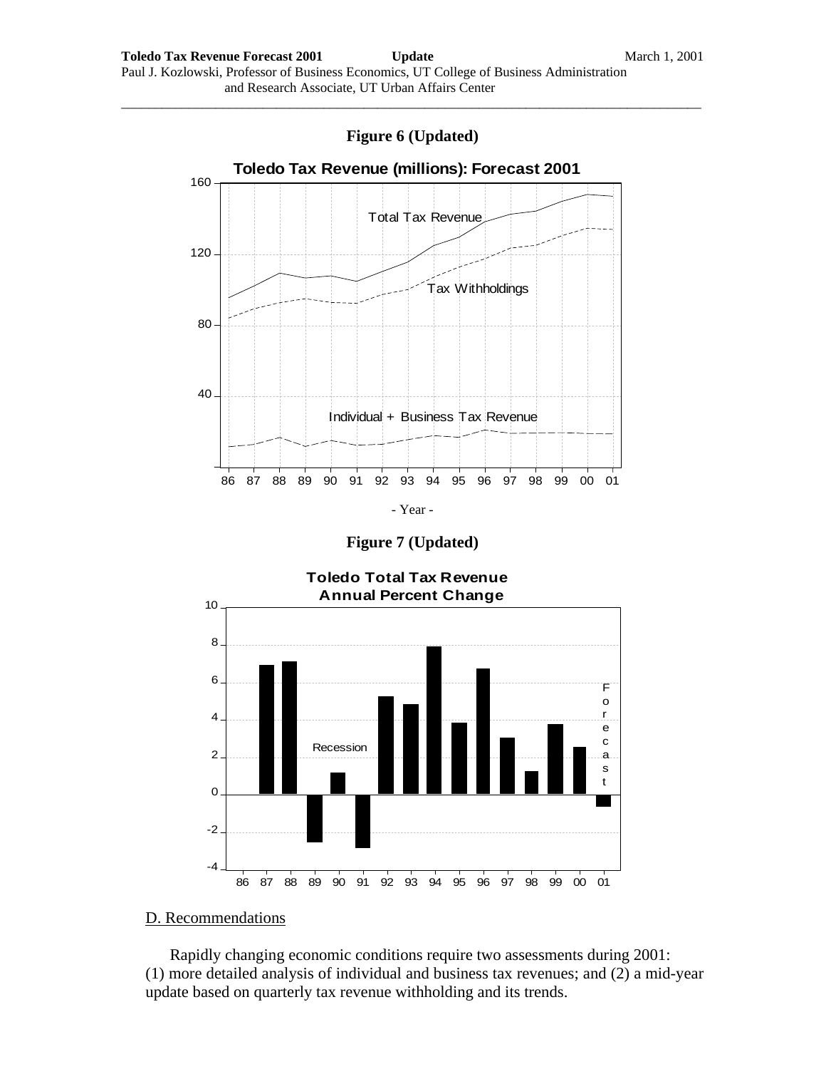**Figure 6 (Updated)**

Toledo Tax Revenue (millions): Forecast 2001

160

120

80

40

Total Tax Revenue

Tax Withholdings

Individual + Business Tax Revenue

86 87 88 89 90 91 92 93 94 95 96 97 98 99 00 01

- Year -

**Figure 7 (Updated)**

Toledo Total Tax Revenue
Annual Percent Change

10

8

6

4

2

0

-2

-4

Recession

Forecast

86 87 88 89 90 91 92 93 94 95 96 97 98 99 00 01

D. Recommendations

Rapidly changing economic conditions require two assessments during 2001: (1) more detailed analysis of individual and business tax revenues; and (2) a mid-year update based on quarterly tax revenue withholding and its trends.